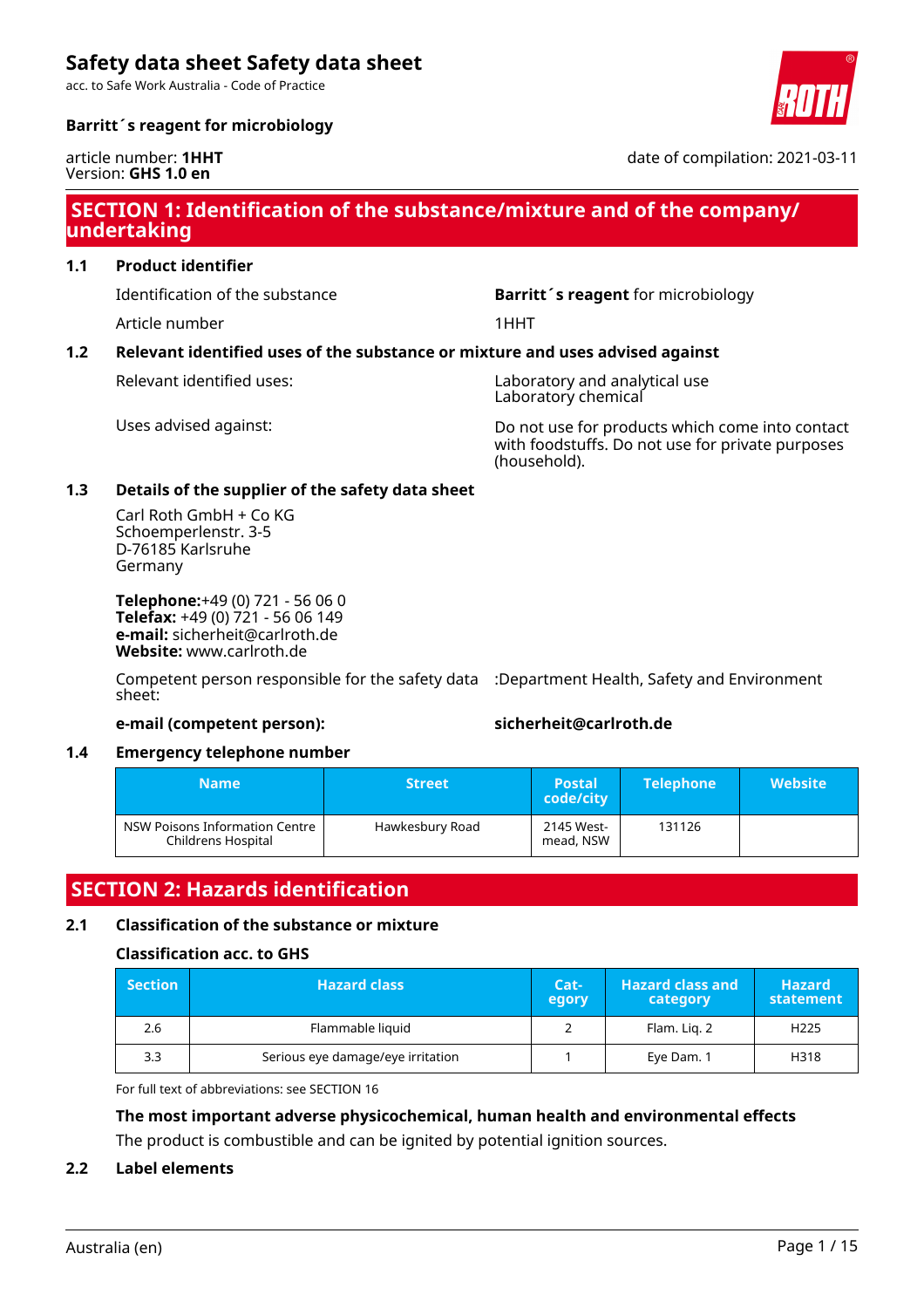# Safety data sheet Safety data sheet

acc. to Safe Work Australia - Code of Practice

**Barritt´s reagent for microbiology**

article number: **1HHT**
Version: **GHS 1.0 en**

date of compilation: 2021-03-11

## SECTION 1: Identification of the substance/mixture and of the company/ undertaking

### 1.1 Product identifier

Identification of the substance: **Barritt´s reagent** for microbiology

Article number: 1HHT

### 1.2 Relevant identified uses of the substance or mixture and uses advised against

Relevant identified uses: Laboratory and analytical use
Laboratory chemical

Uses advised against: Do not use for products which come into contact with foodstuffs. Do not use for private purposes (household).

### 1.3 Details of the supplier of the safety data sheet

Carl Roth GmbH + Co KG
Schoemperlenstr. 3-5
D-76185 Karlsruhe
Germany

**Telephone:**+49 (0) 721 - 56 06 0
**Telefax:** +49 (0) 721 - 56 06 149
**e-mail:** sicherheit@carlroth.de
**Website:** www.carlroth.de

Competent person responsible for the safety data sheet: :Department Health, Safety and Environment

**e-mail (competent person):** **sicherheit@carlroth.de**

### 1.4 Emergency telephone number

| Name | Street | Postal code/city | Telephone | Website |
|---|---|---|---|---|
| NSW Poisons Information Centre Childrens Hospital | Hawkesbury Road | 2145 Westmead, NSW | 131126 | |

## SECTION 2: Hazards identification

### 2.1 Classification of the substance or mixture

#### Classification acc. to GHS

| Section | Hazard class | Category | Hazard class and category | Hazard statement |
|---|---|---|---|---|
| 2.6 | Flammable liquid | 2 | Flam. Liq. 2 | H225 |
| 3.3 | Serious eye damage/eye irritation | 1 | Eye Dam. 1 | H318 |

For full text of abbreviations: see SECTION 16

**The most important adverse physicochemical, human health and environmental effects**

The product is combustible and can be ignited by potential ignition sources.

### 2.2 Label elements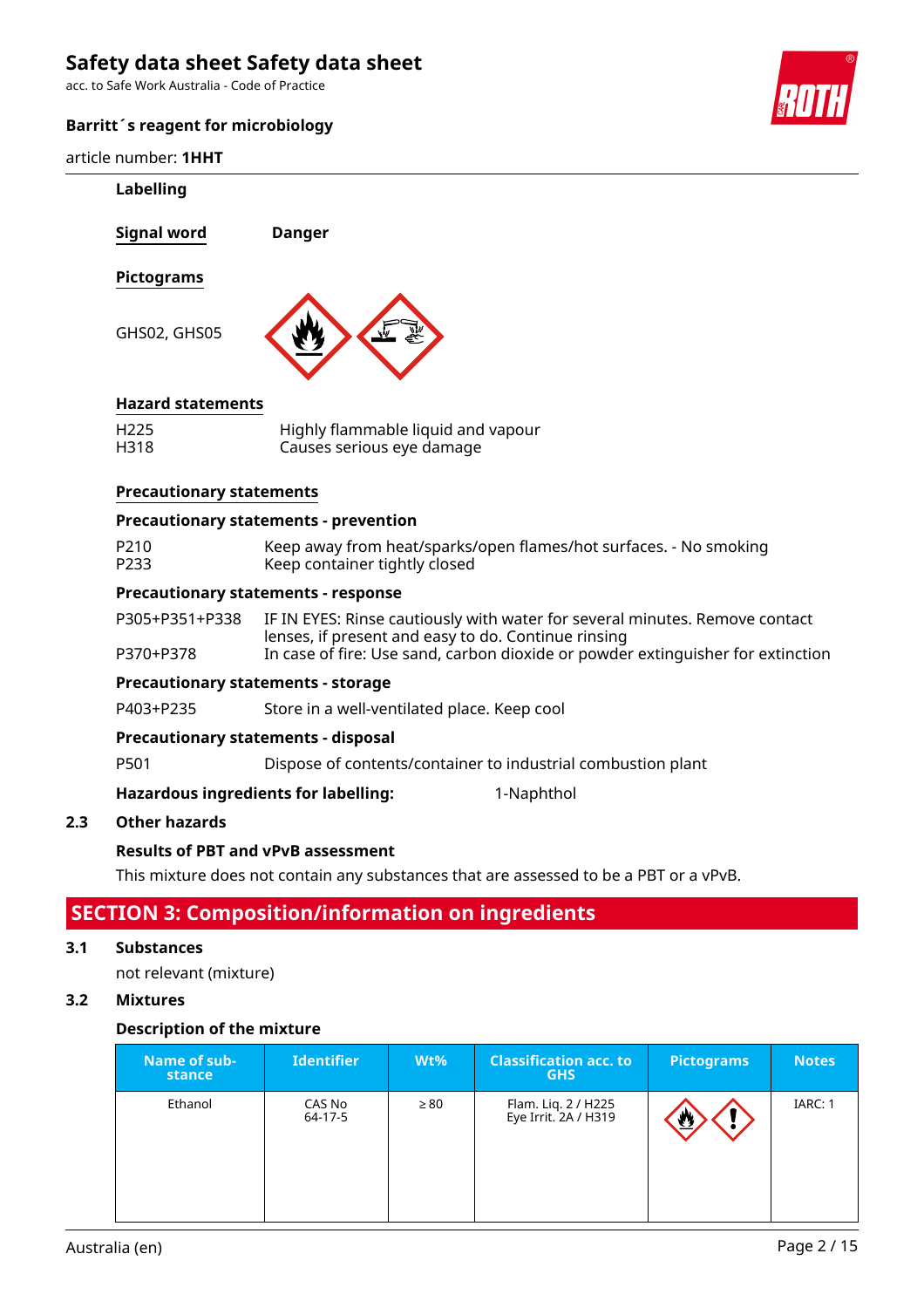### Labelling

**Signal word** **Danger**

**Pictograms**

GHS02, GHS05

**Hazard statements**

| | |
|---|---|
| H225 | Highly flammable liquid and vapour |
| H318 | Causes serious eye damage |

**Precautionary statements**

**Precautionary statements - prevention**

| | |
|---|---|
| P210 | Keep away from heat/sparks/open flames/hot surfaces. - No smoking |
| P233 | Keep container tightly closed |

**Precautionary statements - response**

| | |
|---|---|
| P305+P351+P338 | IF IN EYES: Rinse cautiously with water for several minutes. Remove contact lenses, if present and easy to do. Continue rinsing |
| P370+P378 | In case of fire: Use sand, carbon dioxide or powder extinguisher for extinction |

**Precautionary statements - storage**

| | |
|---|---|
| P403+P235 | Store in a well-ventilated place. Keep cool |

**Precautionary statements - disposal**

| | |
|---|---|
| P501 | Dispose of contents/container to industrial combustion plant |

**Hazardous ingredients for labelling:** 1-Naphthol

### 2.3 Other hazards

**Results of PBT and vPvB assessment**

This mixture does not contain any substances that are assessed to be a PBT or a vPvB.

## SECTION 3: Composition/information on ingredients

### 3.1 Substances

not relevant (mixture)

### 3.2 Mixtures

**Description of the mixture**

| Name of substance | Identifier | Wt% | Classification acc. to GHS | Pictograms | Notes |
|---|---|---|---|---|---|
| Ethanol | CAS No 64-17-5 | ≥ 80 | Flam. Liq. 2 / H225<br>Eye Irrit. 2A / H319 | | IARC: 1 |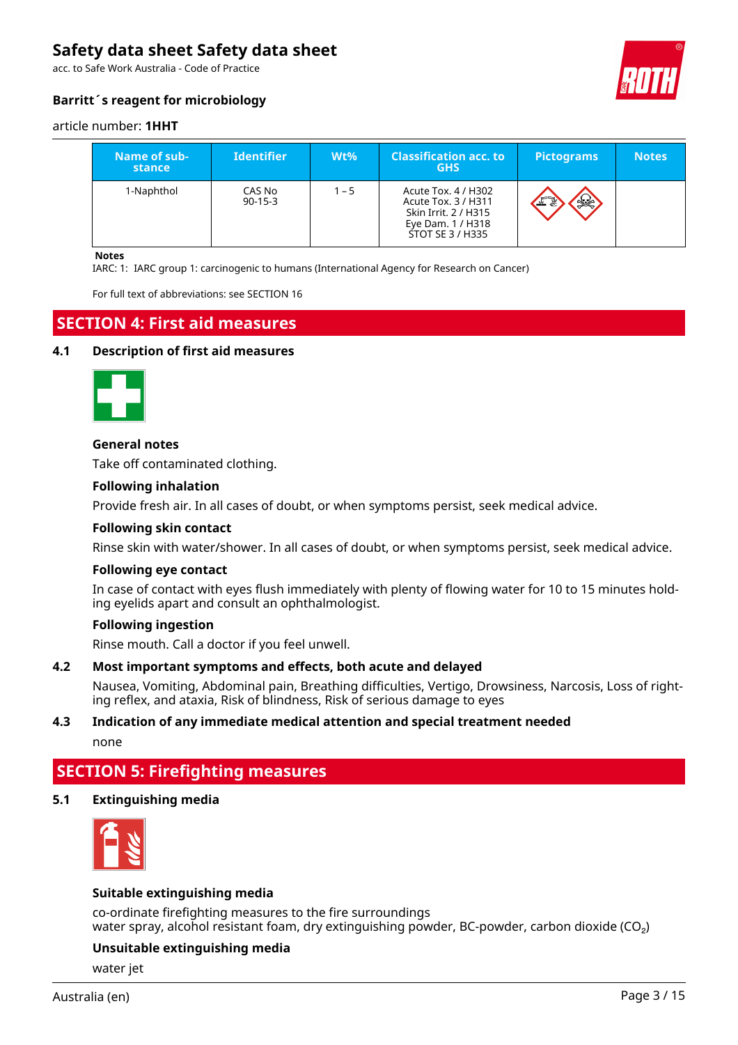| Name of substance | Identifier | Wt% | Classification acc. to GHS | Pictograms | Notes |
|---|---|---|---|---|---|
| 1-Naphthol | CAS No 90-15-3 | 1 – 5 | Acute Tox. 4 / H302<br>Acute Tox. 3 / H311<br>Skin Irrit. 2 / H315<br>Eye Dam. 1 / H318<br>STOT SE 3 / H335 | | |

**Notes**

IARC: 1: IARC group 1: carcinogenic to humans (International Agency for Research on Cancer)

For full text of abbreviations: see SECTION 16

## SECTION 4: First aid measures

### 4.1 Description of first aid measures

**General notes**

Take off contaminated clothing.

**Following inhalation**

Provide fresh air. In all cases of doubt, or when symptoms persist, seek medical advice.

**Following skin contact**

Rinse skin with water/shower. In all cases of doubt, or when symptoms persist, seek medical advice.

**Following eye contact**

In case of contact with eyes flush immediately with plenty of flowing water for 10 to 15 minutes holding eyelids apart and consult an ophthalmologist.

**Following ingestion**

Rinse mouth. Call a doctor if you feel unwell.

### 4.2 Most important symptoms and effects, both acute and delayed

Nausea, Vomiting, Abdominal pain, Breathing difficulties, Vertigo, Drowsiness, Narcosis, Loss of righting reflex, and ataxia, Risk of blindness, Risk of serious damage to eyes

### 4.3 Indication of any immediate medical attention and special treatment needed

none

## SECTION 5: Firefighting measures

### 5.1 Extinguishing media

**Suitable extinguishing media**

co-ordinate firefighting measures to the fire surroundings
water spray, alcohol resistant foam, dry extinguishing powder, BC-powder, carbon dioxide ($CO_2$)

**Unsuitable extinguishing media**

water jet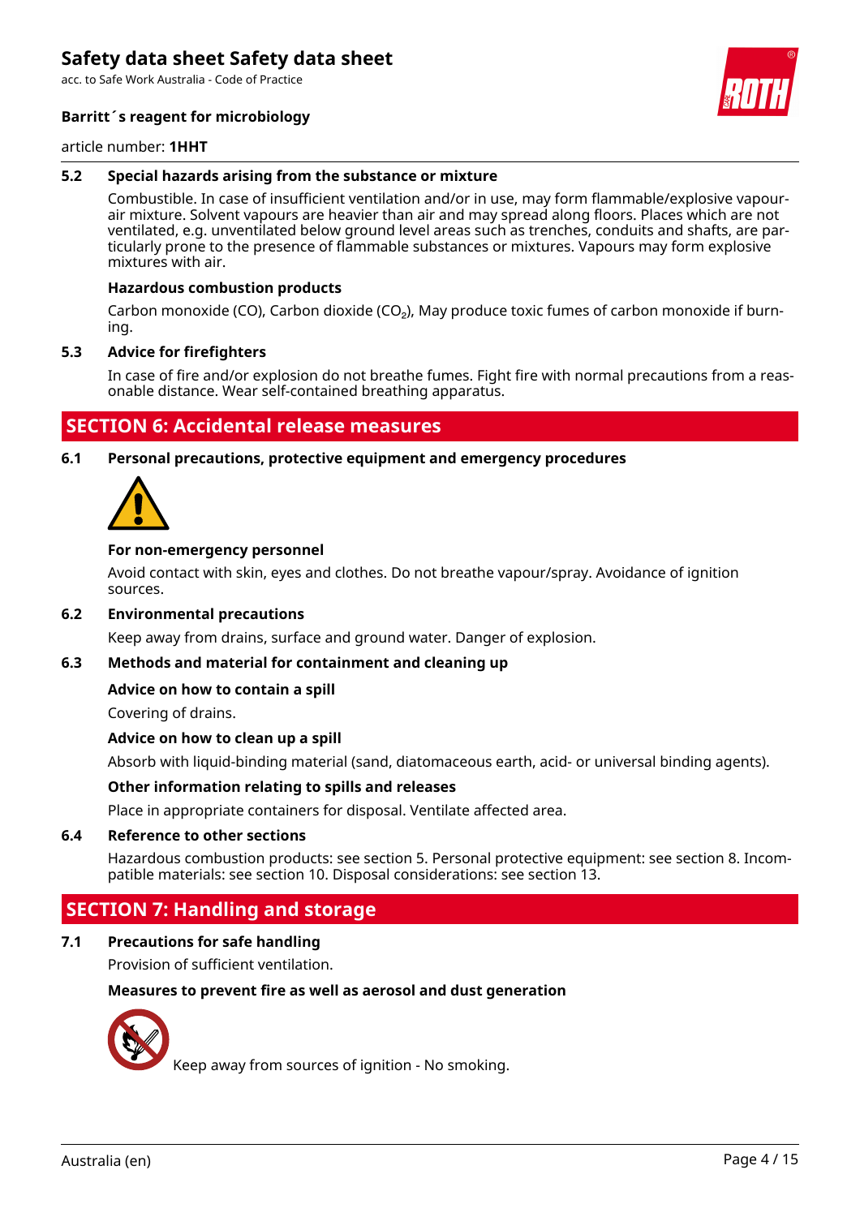### 5.2 Special hazards arising from the substance or mixture

Combustible. In case of insufficient ventilation and/or in use, may form flammable/explosive vapour-air mixture. Solvent vapours are heavier than air and may spread along floors. Places which are not ventilated, e.g. unventilated below ground level areas such as trenches, conduits and shafts, are particularly prone to the presence of flammable substances or mixtures. Vapours may form explosive mixtures with air.

**Hazardous combustion products**

Carbon monoxide (CO), Carbon dioxide ($CO_2$), May produce toxic fumes of carbon monoxide if burning.

### 5.3 Advice for firefighters

In case of fire and/or explosion do not breathe fumes. Fight fire with normal precautions from a reasonable distance. Wear self-contained breathing apparatus.

## SECTION 6: Accidental release measures

### 6.1 Personal precautions, protective equipment and emergency procedures

**For non-emergency personnel**

Avoid contact with skin, eyes and clothes. Do not breathe vapour/spray. Avoidance of ignition sources.

### 6.2 Environmental precautions

Keep away from drains, surface and ground water. Danger of explosion.

### 6.3 Methods and material for containment and cleaning up

**Advice on how to contain a spill**

Covering of drains.

**Advice on how to clean up a spill**

Absorb with liquid-binding material (sand, diatomaceous earth, acid- or universal binding agents).

**Other information relating to spills and releases**

Place in appropriate containers for disposal. Ventilate affected area.

### 6.4 Reference to other sections

Hazardous combustion products: see section 5. Personal protective equipment: see section 8. Incompatible materials: see section 10. Disposal considerations: see section 13.

## SECTION 7: Handling and storage

### 7.1 Precautions for safe handling

Provision of sufficient ventilation.

**Measures to prevent fire as well as aerosol and dust generation**

Keep away from sources of ignition - No smoking.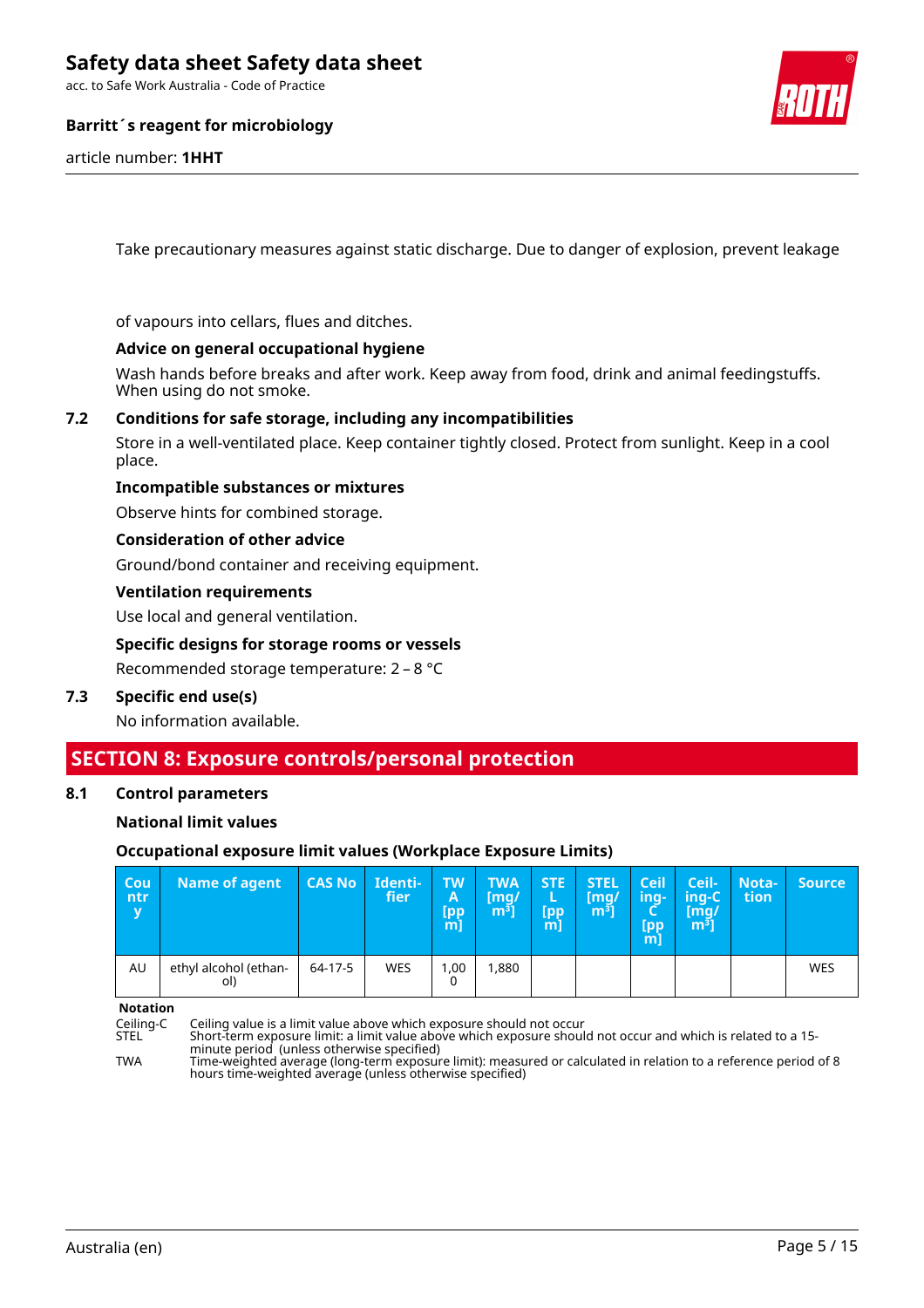Take precautionary measures against static discharge. Due to danger of explosion, prevent leakage of vapours into cellars, flues and ditches.

**Advice on general occupational hygiene**

Wash hands before breaks and after work. Keep away from food, drink and animal feedingstuffs. When using do not smoke.

### 7.2 Conditions for safe storage, including any incompatibilities

Store in a well-ventilated place. Keep container tightly closed. Protect from sunlight. Keep in a cool place.

**Incompatible substances or mixtures**

Observe hints for combined storage.

**Consideration of other advice**

Ground/bond container and receiving equipment.

**Ventilation requirements**

Use local and general ventilation.

**Specific designs for storage rooms or vessels**

Recommended storage temperature: 2 – 8 °C

### 7.3 Specific end use(s)

No information available.

## SECTION 8: Exposure controls/personal protection

### 8.1 Control parameters

**National limit values**

**Occupational exposure limit values (Workplace Exposure Limits)**

| Country | Name of agent | CAS No | Identifier | TWA [ppm] | TWA [mg/m³] | STEL [ppm] | STEL [mg/m³] | Ceiling-C [ppm] | Ceiling-C [mg/m³] | Notation | Source |
|---|---|---|---|---|---|---|---|---|---|---|---|
| AU | ethyl alcohol (ethanol) | 64-17-5 | WES | 1,000 | 1,880 | | | | | | WES |

**Notation**

Ceiling-C Ceiling value is a limit value above which exposure should not occur
STEL Short-term exposure limit: a limit value above which exposure should not occur and which is related to a 15-minute period (unless otherwise specified)
TWA Time-weighted average (long-term exposure limit): measured or calculated in relation to a reference period of 8 hours time-weighted average (unless otherwise specified)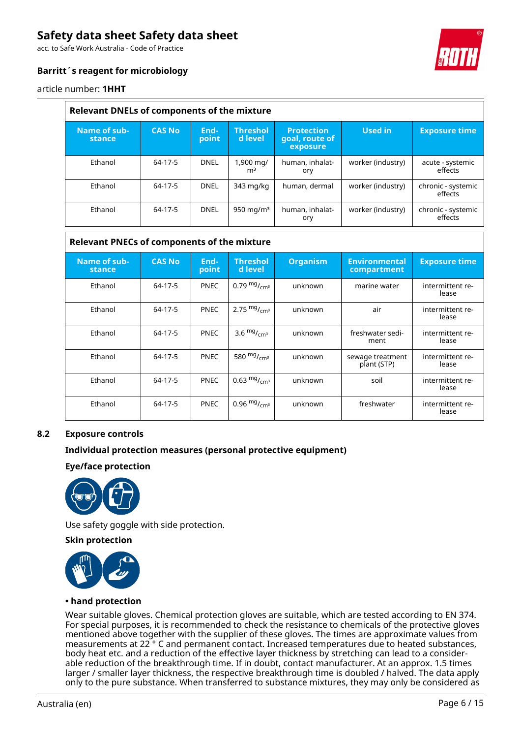| Relevant DNELs of components of the mixture | | | | | | |
|---|---|---|---|---|---|---|
| **Name of substance** | **CAS No** | **End-point** | **Threshold level** | **Protection goal, route of exposure** | **Used in** | **Exposure time** |
| Ethanol | 64-17-5 | DNEL | 1,900 mg/m³ | human, inhalatory | worker (industry) | acute - systemic effects |
| Ethanol | 64-17-5 | DNEL | 343 mg/kg | human, dermal | worker (industry) | chronic - systemic effects |
| Ethanol | 64-17-5 | DNEL | 950 mg/m³ | human, inhalatory | worker (industry) | chronic - systemic effects |

| Relevant PNECs of components of the mixture | | | | | | |
|---|---|---|---|---|---|---|
| **Name of substance** | **CAS No** | **End-point** | **Threshold level** | **Organism** | **Environmental compartment** | **Exposure time** |
| Ethanol | 64-17-5 | PNEC | 0.79 $^{mg}/_{cm^3}$ | unknown | marine water | intermittent release |
| Ethanol | 64-17-5 | PNEC | 2.75 $^{mg}/_{cm^3}$ | unknown | air | intermittent release |
| Ethanol | 64-17-5 | PNEC | 3.6 $^{mg}/_{cm^3}$ | unknown | freshwater sediment | intermittent release |
| Ethanol | 64-17-5 | PNEC | 580 $^{mg}/_{cm^3}$ | unknown | sewage treatment plant (STP) | intermittent release |
| Ethanol | 64-17-5 | PNEC | 0.63 $^{mg}/_{cm^3}$ | unknown | soil | intermittent release |
| Ethanol | 64-17-5 | PNEC | 0.96 $^{mg}/_{cm^3}$ | unknown | freshwater | intermittent release |

## 8.2 Exposure controls

### Individual protection measures (personal protective equipment)

### Eye/face protection

Use safety goggle with side protection.

### Skin protection

**• hand protection**

Wear suitable gloves. Chemical protection gloves are suitable, which are tested according to EN 374. For special purposes, it is recommended to check the resistance to chemicals of the protective gloves mentioned above together with the supplier of these gloves. The times are approximate values from measurements at 22 ° C and permanent contact. Increased temperatures due to heated substances, body heat etc. and a reduction of the effective layer thickness by stretching can lead to a considerable reduction of the breakthrough time. If in doubt, contact manufacturer. At an approx. 1.5 times larger / smaller layer thickness, the respective breakthrough time is doubled / halved. The data apply only to the pure substance. When transferred to substance mixtures, they may only be considered as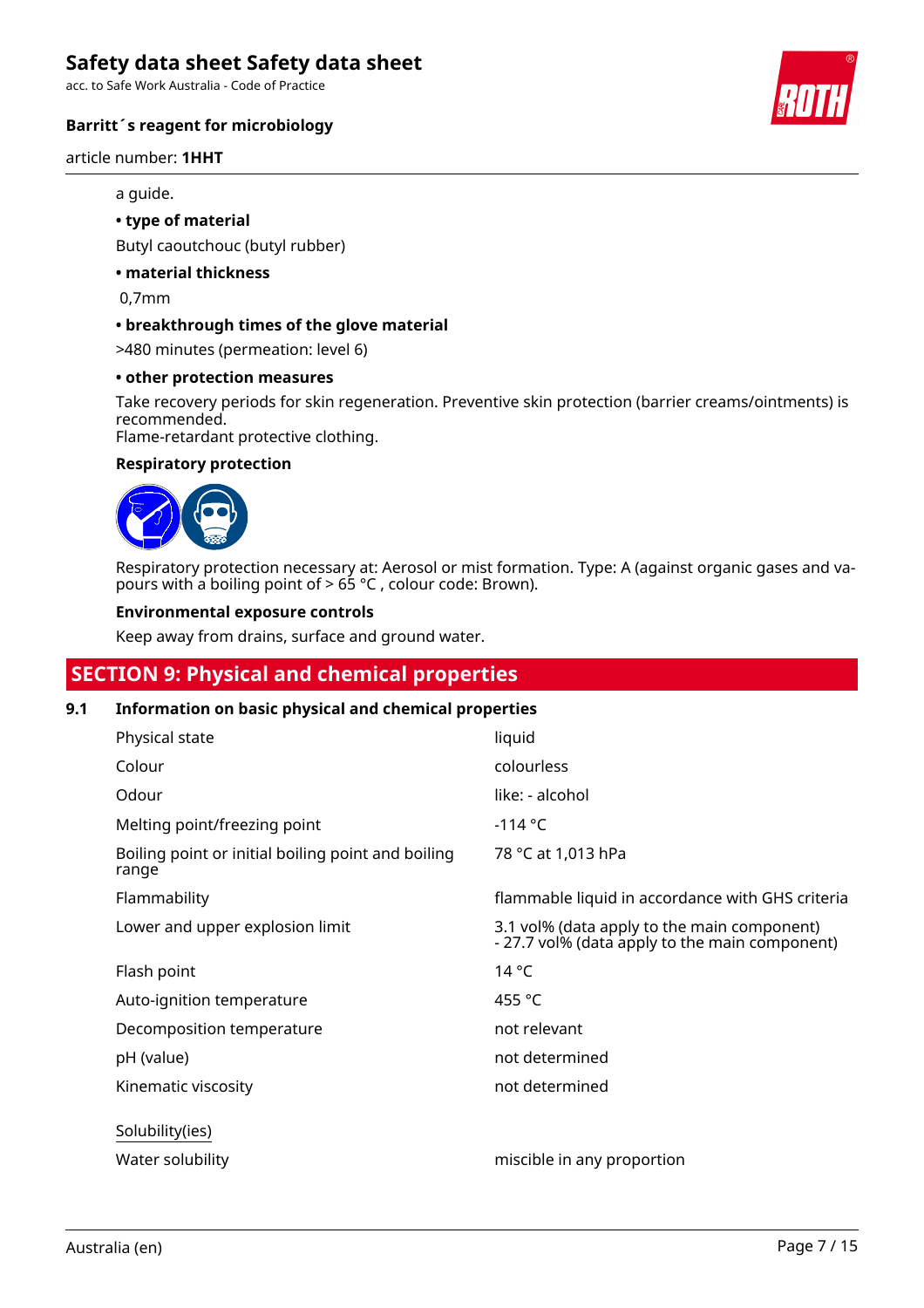a guide.

**• type of material**

Butyl caoutchouc (butyl rubber)

**• material thickness**

0,7mm

**• breakthrough times of the glove material**

>480 minutes (permeation: level 6)

**• other protection measures**

Take recovery periods for skin regeneration. Preventive skin protection (barrier creams/ointments) is recommended.
Flame-retardant protective clothing.

**Respiratory protection**

Respiratory protection necessary at: Aerosol or mist formation. Type: A (against organic gases and vapours with a boiling point of > 65 °C , colour code: Brown).

**Environmental exposure controls**

Keep away from drains, surface and ground water.

## SECTION 9: Physical and chemical properties

### 9.1 Information on basic physical and chemical properties

| | |
|---|---|
| Physical state | liquid |
| Colour | colourless |
| Odour | like: - alcohol |
| Melting point/freezing point | -114 °C |
| Boiling point or initial boiling point and boiling range | 78 °C at 1,013 hPa |
| Flammability | flammable liquid in accordance with GHS criteria |
| Lower and upper explosion limit | 3.1 vol% (data apply to the main component) - 27.7 vol% (data apply to the main component) |
| Flash point | 14 °C |
| Auto-ignition temperature | 455 °C |
| Decomposition temperature | not relevant |
| pH (value) | not determined |
| Kinematic viscosity | not determined |

Solubility(ies)

| | |
|---|---|
| Water solubility | miscible in any proportion |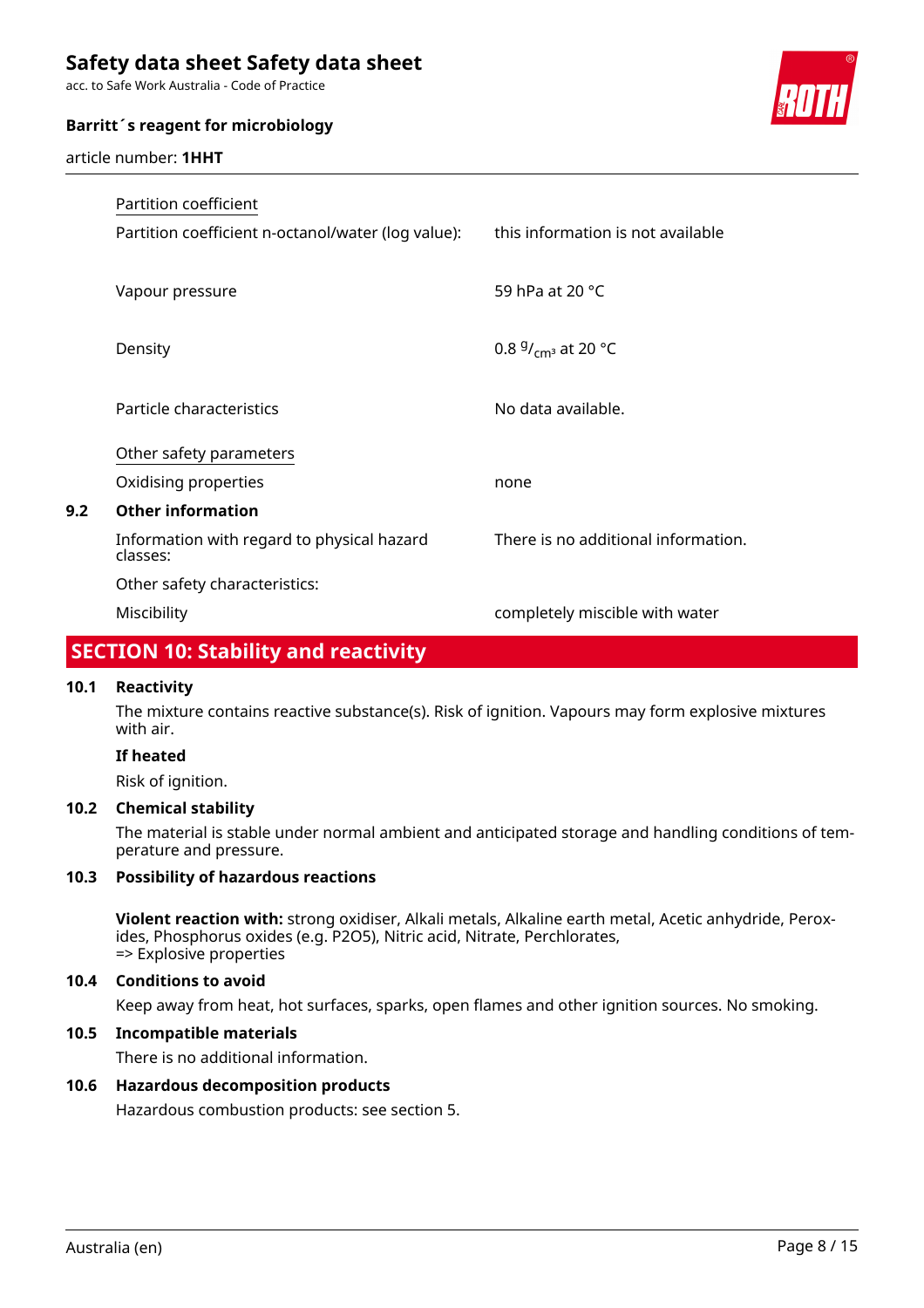Partition coefficient

| | |
|---|---|
| Partition coefficient n-octanol/water (log value): | this information is not available |
| Vapour pressure | 59 hPa at 20 °C |
| Density | 0.8 $^{g}/_{cm^3}$ at 20 °C |
| Particle characteristics | No data available. |

Other safety parameters

| | |
|---|---|
| Oxidising properties | none |

**9.2 Other information**

| | |
|---|---|
| Information with regard to physical hazard classes: | There is no additional information. |
| Other safety characteristics: | |
| Miscibility | completely miscible with water |

## SECTION 10: Stability and reactivity

### 10.1 Reactivity

The mixture contains reactive substance(s). Risk of ignition. Vapours may form explosive mixtures with air.

**If heated**

Risk of ignition.

### 10.2 Chemical stability

The material is stable under normal ambient and anticipated storage and handling conditions of temperature and pressure.

### 10.3 Possibility of hazardous reactions

**Violent reaction with:** strong oxidiser, Alkali metals, Alkaline earth metal, Acetic anhydride, Peroxides, Phosphorus oxides (e.g. P2O5), Nitric acid, Nitrate, Perchlorates,
=> Explosive properties

### 10.4 Conditions to avoid

Keep away from heat, hot surfaces, sparks, open flames and other ignition sources. No smoking.

### 10.5 Incompatible materials

There is no additional information.

### 10.6 Hazardous decomposition products

Hazardous combustion products: see section 5.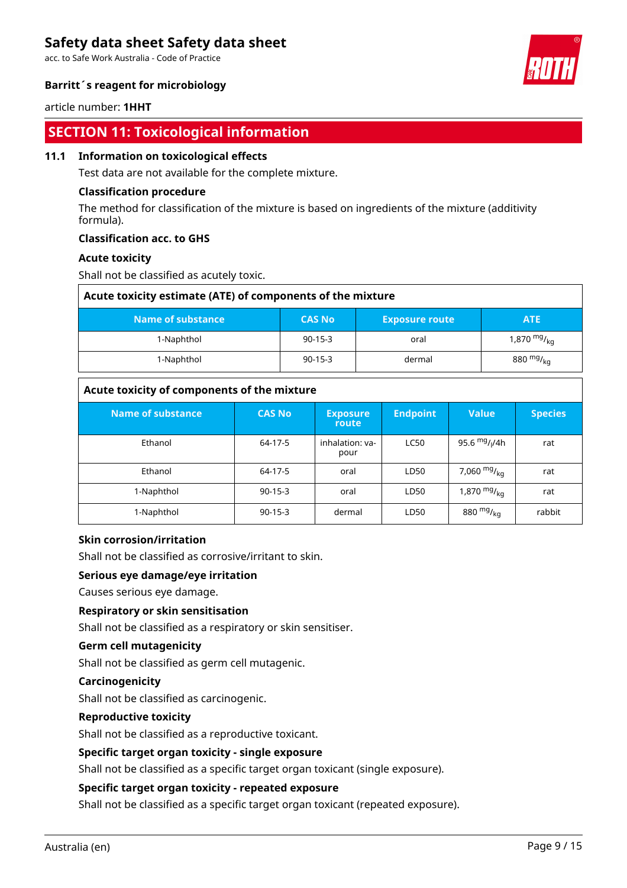## SECTION 11: Toxicological information

### 11.1 Information on toxicological effects

Test data are not available for the complete mixture.

**Classification procedure**

The method for classification of the mixture is based on ingredients of the mixture (additivity formula).

**Classification acc. to GHS**

**Acute toxicity**

Shall not be classified as acutely toxic.

**Acute toxicity estimate (ATE) of components of the mixture**

| Name of substance | CAS No | Exposure route | ATE |
|---|---|---|---|
| 1-Naphthol | 90-15-3 | oral | 1,870 $^{mg}/_{kg}$ |
| 1-Naphthol | 90-15-3 | dermal | 880 $^{mg}/_{kg}$ |

**Acute toxicity of components of the mixture**

| Name of substance | CAS No | Exposure route | Endpoint | Value | Species |
|---|---|---|---|---|---|
| Ethanol | 64-17-5 | inhalation: vapour | LC50 | 95.6 $^{mg}/_{l}$/4h | rat |
| Ethanol | 64-17-5 | oral | LD50 | 7,060 $^{mg}/_{kg}$ | rat |
| 1-Naphthol | 90-15-3 | oral | LD50 | 1,870 $^{mg}/_{kg}$ | rat |
| 1-Naphthol | 90-15-3 | dermal | LD50 | 880 $^{mg}/_{kg}$ | rabbit |

**Skin corrosion/irritation**

Shall not be classified as corrosive/irritant to skin.

**Serious eye damage/eye irritation**

Causes serious eye damage.

**Respiratory or skin sensitisation**

Shall not be classified as a respiratory or skin sensitiser.

**Germ cell mutagenicity**

Shall not be classified as germ cell mutagenic.

**Carcinogenicity**

Shall not be classified as carcinogenic.

**Reproductive toxicity**

Shall not be classified as a reproductive toxicant.

**Specific target organ toxicity - single exposure**

Shall not be classified as a specific target organ toxicant (single exposure).

**Specific target organ toxicity - repeated exposure**

Shall not be classified as a specific target organ toxicant (repeated exposure).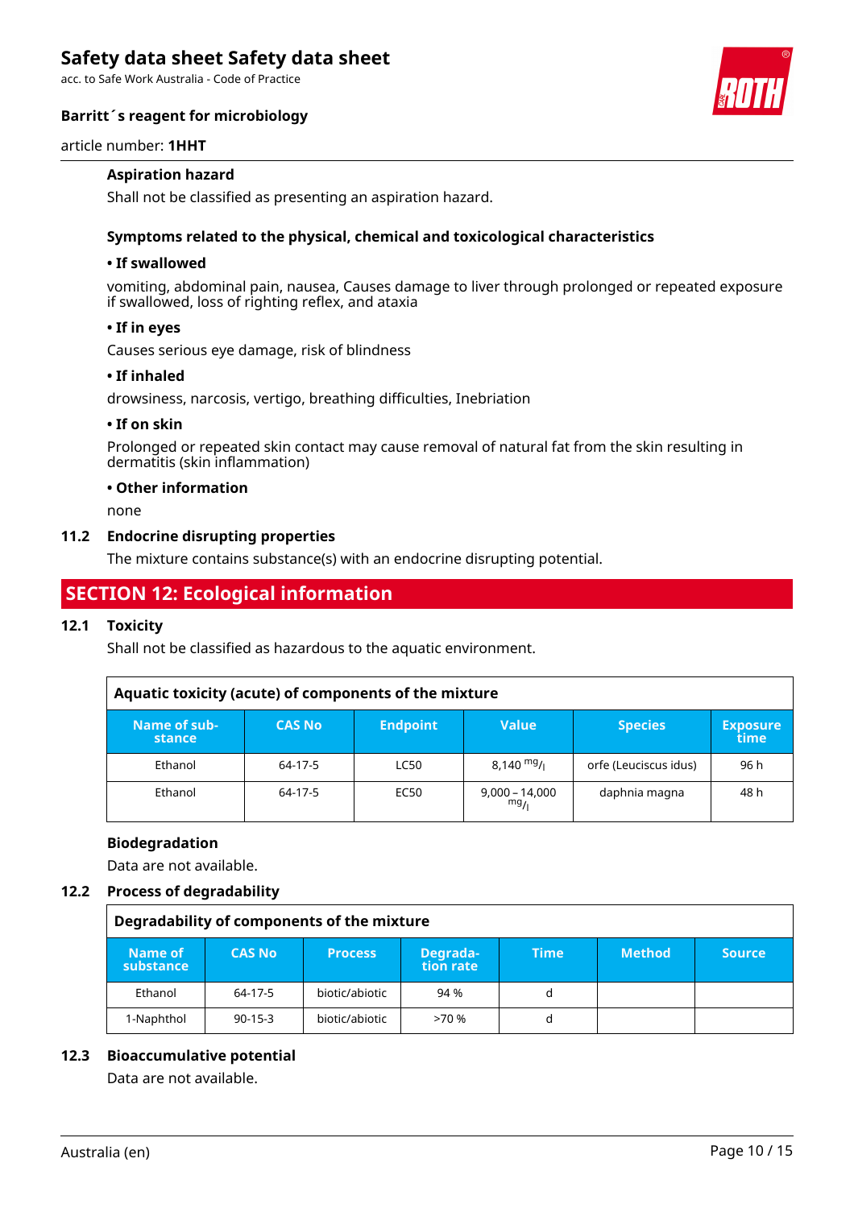#### Aspiration hazard

Shall not be classified as presenting an aspiration hazard.

#### Symptoms related to the physical, chemical and toxicological characteristics

**• If swallowed**

vomiting, abdominal pain, nausea, Causes damage to liver through prolonged or repeated exposure if swallowed, loss of righting reflex, and ataxia

**• If in eyes**

Causes serious eye damage, risk of blindness

**• If inhaled**

drowsiness, narcosis, vertigo, breathing difficulties, Inebriation

**• If on skin**

Prolonged or repeated skin contact may cause removal of natural fat from the skin resulting in dermatitis (skin inflammation)

**• Other information**

none

### 11.2 Endocrine disrupting properties

The mixture contains substance(s) with an endocrine disrupting potential.

## SECTION 12: Ecological information

### 12.1 Toxicity

Shall not be classified as hazardous to the aquatic environment.

**Aquatic toxicity (acute) of components of the mixture**

| Name of substance | CAS No | Endpoint | Value | Species | Exposure time |
|---|---|---|---|---|---|
| Ethanol | 64-17-5 | LC50 | 8,140 mg/l | orfe (Leuciscus idus) | 96 h |
| Ethanol | 64-17-5 | EC50 | 9,000 – 14,000 mg/l | daphnia magna | 48 h |

#### Biodegradation

Data are not available.

### 12.2 Process of degradability

**Degradability of components of the mixture**

| Name of substance | CAS No | Process | Degradation rate | Time | Method | Source |
|---|---|---|---|---|---|---|
| Ethanol | 64-17-5 | biotic/abiotic | 94 % | d | | |
| 1-Naphthol | 90-15-3 | biotic/abiotic | >70 % | d | | |

### 12.3 Bioaccumulative potential

Data are not available.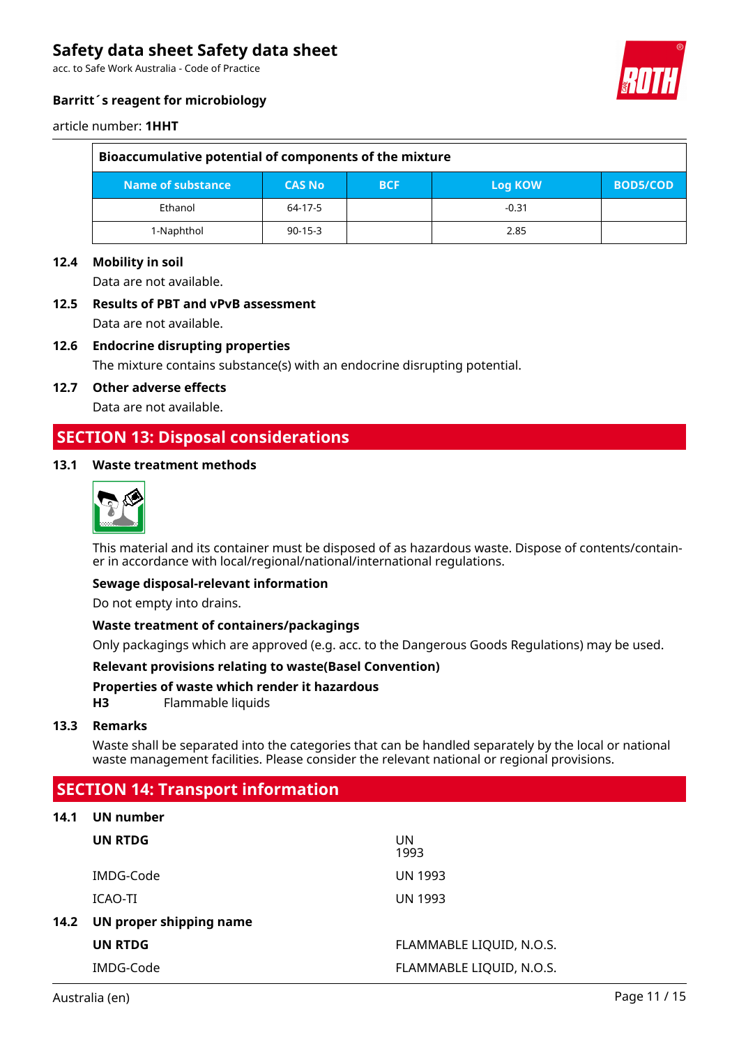| Bioaccumulative potential of components of the mixture | | | | |
|---|---|---|---|---|
| Name of substance | CAS No | BCF | Log KOW | BOD5/COD |
| Ethanol | 64-17-5 | | -0.31 | |
| 1-Naphthol | 90-15-3 | | 2.85 | |

**12.4 Mobility in soil**

Data are not available.

**12.5 Results of PBT and vPvB assessment**

Data are not available.

**12.6 Endocrine disrupting properties**

The mixture contains substance(s) with an endocrine disrupting potential.

**12.7 Other adverse effects**

Data are not available.

## SECTION 13: Disposal considerations

**13.1 Waste treatment methods**

This material and its container must be disposed of as hazardous waste. Dispose of contents/container in accordance with local/regional/national/international regulations.

**Sewage disposal-relevant information**

Do not empty into drains.

**Waste treatment of containers/packagings**

Only packagings which are approved (e.g. acc. to the Dangerous Goods Regulations) may be used.

**Relevant provisions relating to waste(Basel Convention)**

**Properties of waste which render it hazardous**

**H3** Flammable liquids

**13.3 Remarks**

Waste shall be separated into the categories that can be handled separately by the local or national waste management facilities. Please consider the relevant national or regional provisions.

## SECTION 14: Transport information

**14.1 UN number**

| | |
|---|---|
| **UN RTDG** | UN 1993 |
| IMDG-Code | UN 1993 |
| ICAO-TI | UN 1993 |

**14.2 UN proper shipping name**

| | |
|---|---|
| **UN RTDG** | FLAMMABLE LIQUID, N.O.S. |
| IMDG-Code | FLAMMABLE LIQUID, N.O.S. |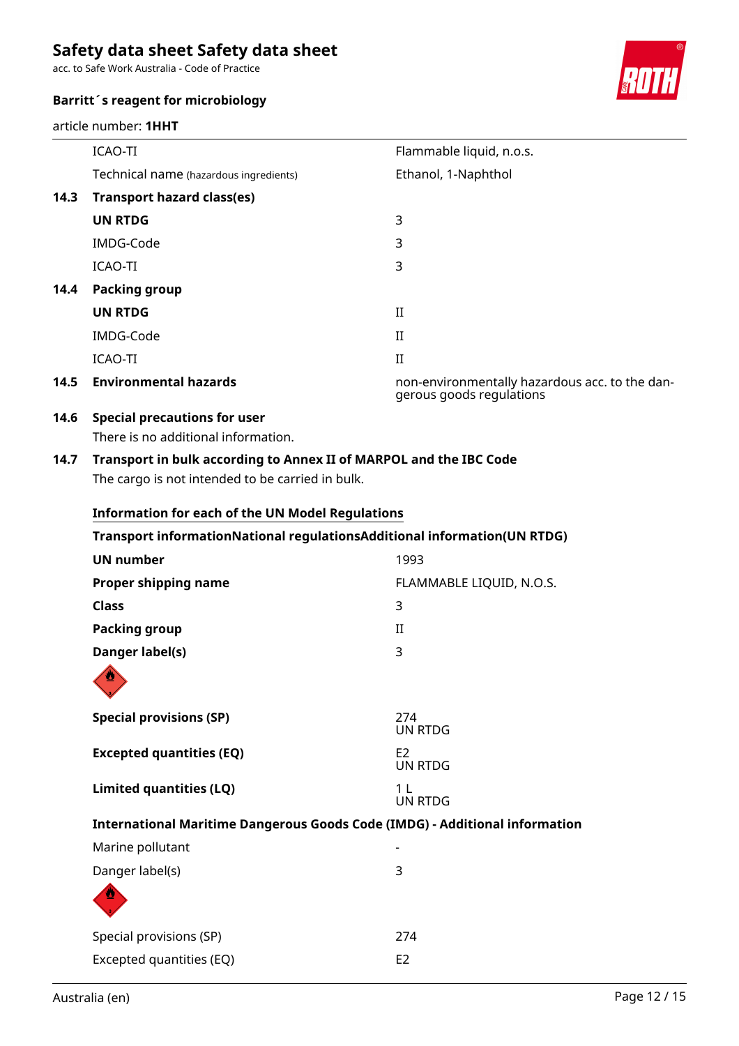| | |
|---|---|
| ICAO-TI | Flammable liquid, n.o.s. |
| Technical name (hazardous ingredients) | Ethanol, 1-Naphthol |

**14.3 Transport hazard class(es)**

| | |
|---|---|
| **UN RTDG** | 3 |
| IMDG-Code | 3 |
| ICAO-TI | 3 |

**14.4 Packing group**

| | |
|---|---|
| **UN RTDG** | II |
| IMDG-Code | II |
| ICAO-TI | II |

**14.5 Environmental hazards** — non-environmentally hazardous acc. to the dangerous goods regulations

**14.6 Special precautions for user**

There is no additional information.

**14.7 Transport in bulk according to Annex II of MARPOL and the IBC Code**

The cargo is not intended to be carried in bulk.

**Information for each of the UN Model Regulations**

**Transport informationNational regulationsAdditional information(UN RTDG)**

| | |
|---|---|
| **UN number** | 1993 |
| **Proper shipping name** | FLAMMABLE LIQUID, N.O.S. |
| **Class** | 3 |
| **Packing group** | II |
| **Danger label(s)** | 3 |
| **Special provisions (SP)** | 274<br>UN RTDG |
| **Excepted quantities (EQ)** | E2<br>UN RTDG |
| **Limited quantities (LQ)** | 1 L<br>UN RTDG |

**International Maritime Dangerous Goods Code (IMDG) - Additional information**

| | |
|---|---|
| Marine pollutant | - |
| Danger label(s) | 3 |
| Special provisions (SP) | 274 |
| Excepted quantities (EQ) | E2 |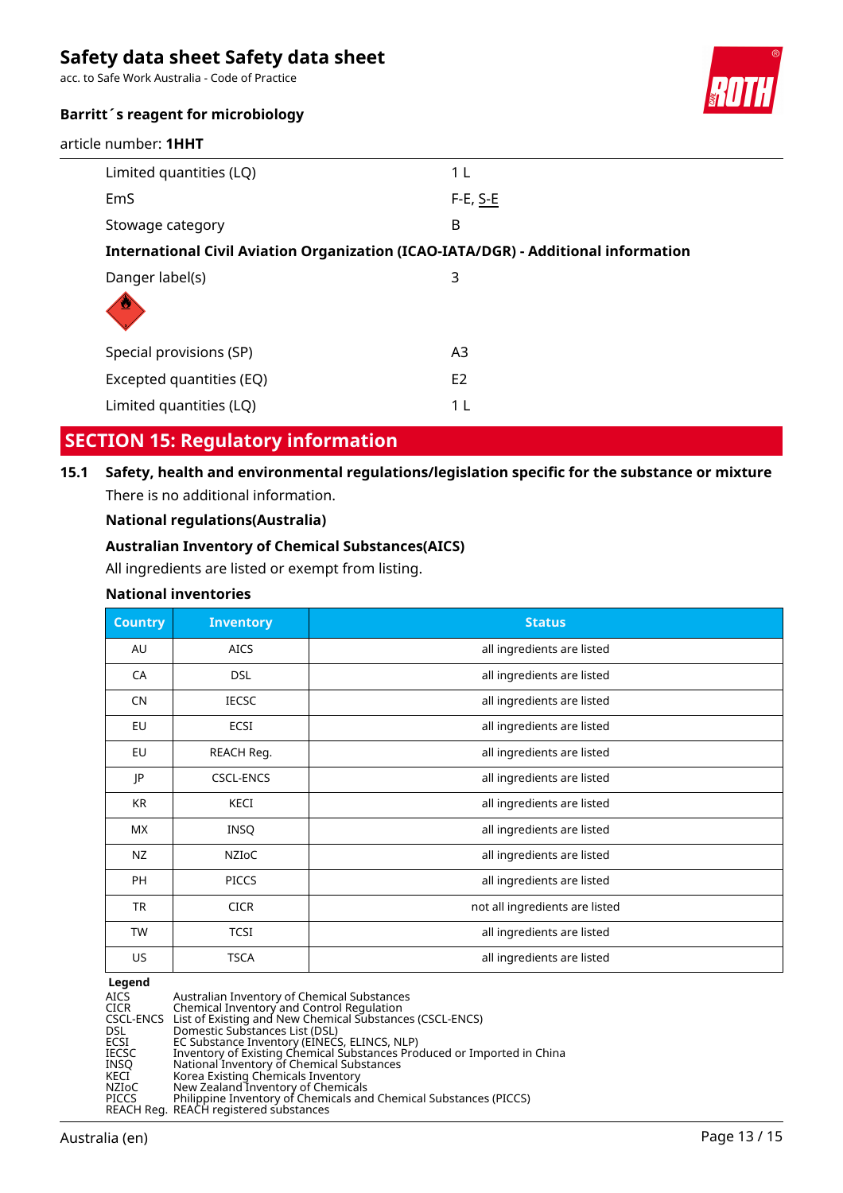| | |
|---|---|
| Limited quantities (LQ) | 1 L |
| EmS | F-E, S-E |
| Stowage category | B |

**International Civil Aviation Organization (ICAO-IATA/DGR) - Additional information**

| | |
|---|---|
| Danger label(s) | 3 |
| Special provisions (SP) | A3 |
| Excepted quantities (EQ) | E2 |
| Limited quantities (LQ) | 1 L |

## SECTION 15: Regulatory information

### 15.1 Safety, health and environmental regulations/legislation specific for the substance or mixture

There is no additional information.

**National regulations(Australia)**

**Australian Inventory of Chemical Substances(AICS)**

All ingredients are listed or exempt from listing.

**National inventories**

| Country | Inventory | Status |
|---|---|---|
| AU | AICS | all ingredients are listed |
| CA | DSL | all ingredients are listed |
| CN | IECSC | all ingredients are listed |
| EU | ECSI | all ingredients are listed |
| EU | REACH Reg. | all ingredients are listed |
| JP | CSCL-ENCS | all ingredients are listed |
| KR | KECI | all ingredients are listed |
| MX | INSQ | all ingredients are listed |
| NZ | NZIoC | all ingredients are listed |
| PH | PICCS | all ingredients are listed |
| TR | CICR | not all ingredients are listed |
| TW | TCSI | all ingredients are listed |
| US | TSCA | all ingredients are listed |

**Legend**

| | |
|---|---|
| AICS | Australian Inventory of Chemical Substances |
| CICR | Chemical Inventory and Control Regulation |
| CSCL-ENCS | List of Existing and New Chemical Substances (CSCL-ENCS) |
| DSL | Domestic Substances List (DSL) |
| ECSI | EC Substance Inventory (EINECS, ELINCS, NLP) |
| IECSC | Inventory of Existing Chemical Substances Produced or Imported in China |
| INSQ | National Inventory of Chemical Substances |
| KECI | Korea Existing Chemicals Inventory |
| NZIoC | New Zealand Inventory of Chemicals |
| PICCS | Philippine Inventory of Chemicals and Chemical Substances (PICCS) |
| REACH Reg. | REACH registered substances |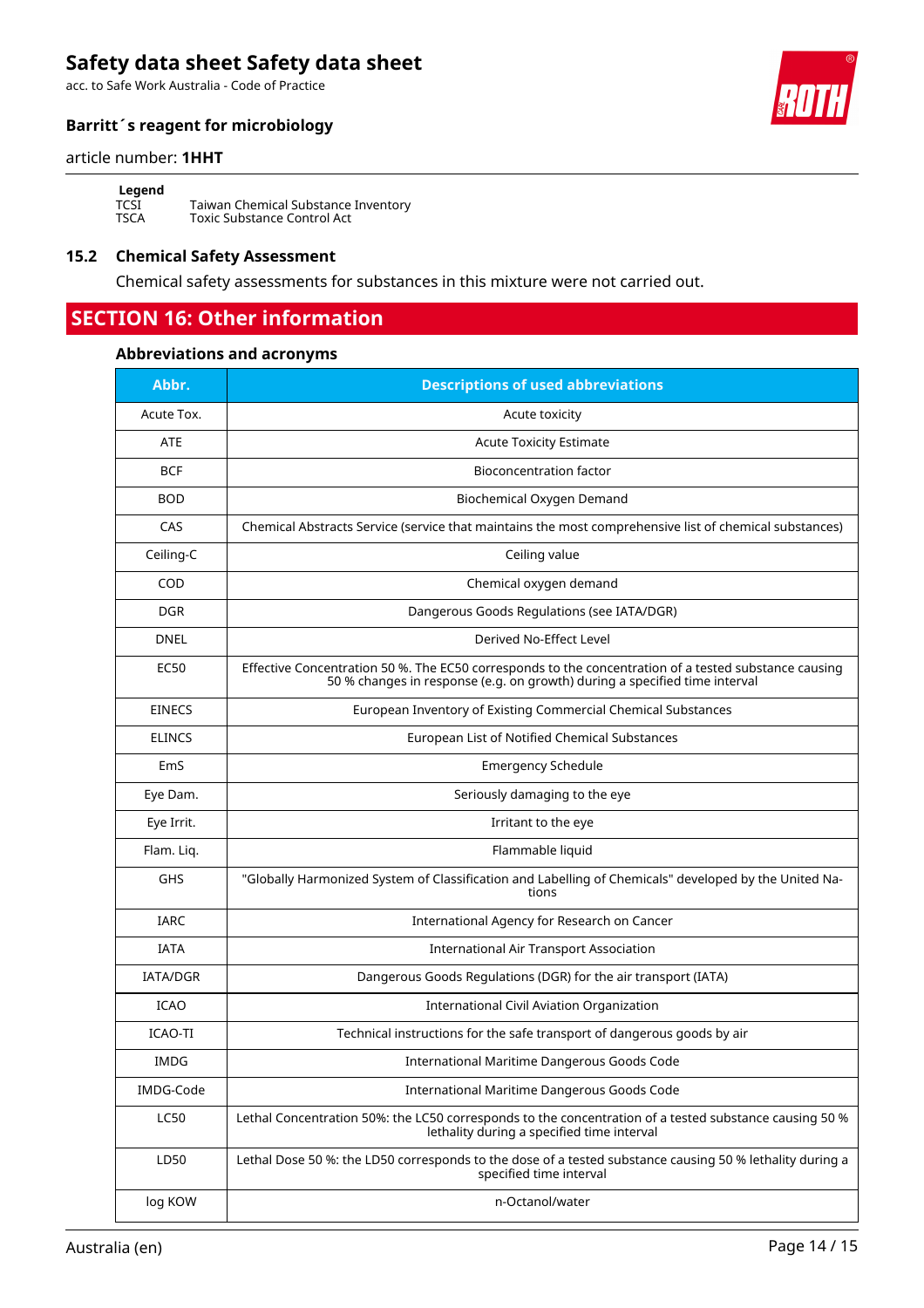**Legend**

TCSI Taiwan Chemical Substance Inventory
TSCA Toxic Substance Control Act

### 15.2 Chemical Safety Assessment

Chemical safety assessments for substances in this mixture were not carried out.

## SECTION 16: Other information

### Abbreviations and acronyms

| Abbr. | Descriptions of used abbreviations |
|---|---|
| Acute Tox. | Acute toxicity |
| ATE | Acute Toxicity Estimate |
| BCF | Bioconcentration factor |
| BOD | Biochemical Oxygen Demand |
| CAS | Chemical Abstracts Service (service that maintains the most comprehensive list of chemical substances) |
| Ceiling-C | Ceiling value |
| COD | Chemical oxygen demand |
| DGR | Dangerous Goods Regulations (see IATA/DGR) |
| DNEL | Derived No-Effect Level |
| EC50 | Effective Concentration 50 %. The EC50 corresponds to the concentration of a tested substance causing 50 % changes in response (e.g. on growth) during a specified time interval |
| EINECS | European Inventory of Existing Commercial Chemical Substances |
| ELINCS | European List of Notified Chemical Substances |
| EmS | Emergency Schedule |
| Eye Dam. | Seriously damaging to the eye |
| Eye Irrit. | Irritant to the eye |
| Flam. Liq. | Flammable liquid |
| GHS | "Globally Harmonized System of Classification and Labelling of Chemicals" developed by the United Nations |
| IARC | International Agency for Research on Cancer |
| IATA | International Air Transport Association |
| IATA/DGR | Dangerous Goods Regulations (DGR) for the air transport (IATA) |
| ICAO | International Civil Aviation Organization |
| ICAO-TI | Technical instructions for the safe transport of dangerous goods by air |
| IMDG | International Maritime Dangerous Goods Code |
| IMDG-Code | International Maritime Dangerous Goods Code |
| LC50 | Lethal Concentration 50%: the LC50 corresponds to the concentration of a tested substance causing 50 % lethality during a specified time interval |
| LD50 | Lethal Dose 50 %: the LD50 corresponds to the dose of a tested substance causing 50 % lethality during a specified time interval |
| log KOW | n-Octanol/water |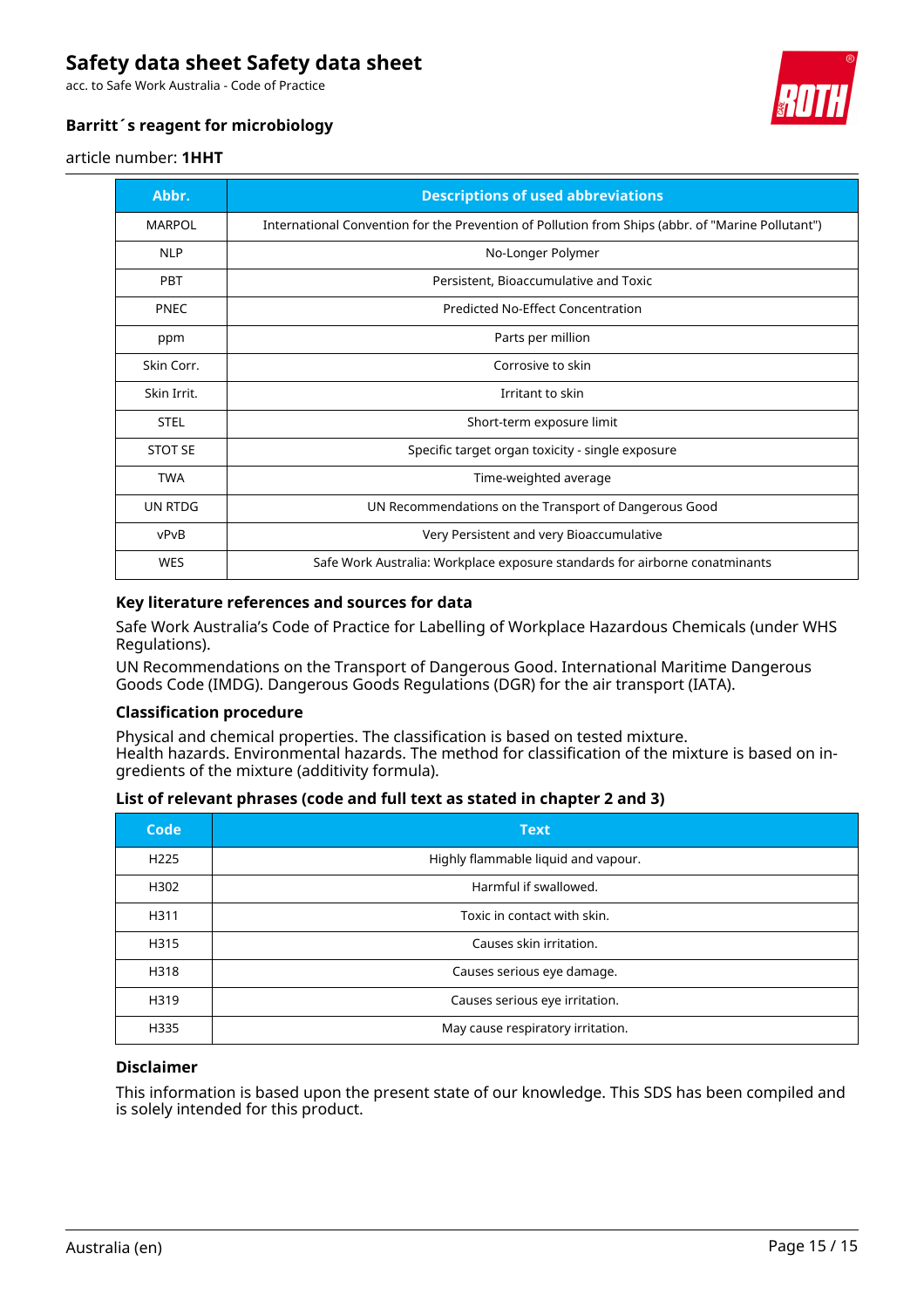| Abbr. | Descriptions of used abbreviations |
|---|---|
| MARPOL | International Convention for the Prevention of Pollution from Ships (abbr. of "Marine Pollutant") |
| NLP | No-Longer Polymer |
| PBT | Persistent, Bioaccumulative and Toxic |
| PNEC | Predicted No-Effect Concentration |
| ppm | Parts per million |
| Skin Corr. | Corrosive to skin |
| Skin Irrit. | Irritant to skin |
| STEL | Short-term exposure limit |
| STOT SE | Specific target organ toxicity - single exposure |
| TWA | Time-weighted average |
| UN RTDG | UN Recommendations on the Transport of Dangerous Good |
| vPvB | Very Persistent and very Bioaccumulative |
| WES | Safe Work Australia: Workplace exposure standards for airborne conatminants |

### Key literature references and sources for data

Safe Work Australia's Code of Practice for Labelling of Workplace Hazardous Chemicals (under WHS Regulations).

UN Recommendations on the Transport of Dangerous Good. International Maritime Dangerous Goods Code (IMDG). Dangerous Goods Regulations (DGR) for the air transport (IATA).

### Classification procedure

Physical and chemical properties. The classification is based on tested mixture.
Health hazards. Environmental hazards. The method for classification of the mixture is based on ingredients of the mixture (additivity formula).

### List of relevant phrases (code and full text as stated in chapter 2 and 3)

| Code | Text |
|---|---|
| H225 | Highly flammable liquid and vapour. |
| H302 | Harmful if swallowed. |
| H311 | Toxic in contact with skin. |
| H315 | Causes skin irritation. |
| H318 | Causes serious eye damage. |
| H319 | Causes serious eye irritation. |
| H335 | May cause respiratory irritation. |

### Disclaimer

This information is based upon the present state of our knowledge. This SDS has been compiled and is solely intended for this product.